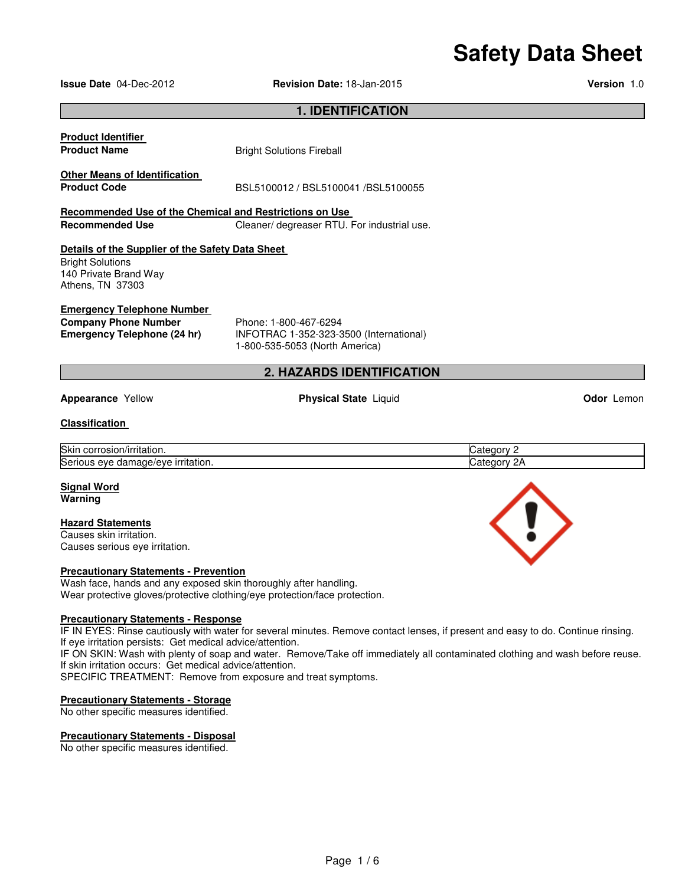# Safety Data Sheet

**Issue Date** 04-Dec-2012 **Revision Date:** 18-Jan-2015 **Version** 1.0

## 1. IDENTIFICATION

**Product Identifier**

**Product Name** Bright Solutions Fireball

**Other Means of Identification**

**Product Code** BSL5100012 / BSL5100041 /BSL5100055

**Recommended Use of the Chemical and Restrictions on Use**

**Recommended Use** Cleaner/ degreaser RTU. For industrial use.

**Details of the Supplier of the Safety Data Sheet**

Bright Solutions
140 Private Brand Way
Athens, TN 37303

**Emergency Telephone Number**

**Company Phone Number** Phone: 1-800-467-6294

**Emergency Telephone (24 hr)** INFOTRAC 1-352-323-3500 (International)
1-800-535-5053 (North America)

## 2. HAZARDS IDENTIFICATION

**Appearance** Yellow **Physical State** Liquid **Odor** Lemon

**Classification**

| Hazard | Category |
|---|---|
| Skin corrosion/irritation. | Category 2 |
| Serious eye damage/eye irritation. | Category 2A |

**Signal Word**
**Warning**

**Hazard Statements**
Causes skin irritation.
Causes serious eye irritation.

**Precautionary Statements - Prevention**
Wash face, hands and any exposed skin thoroughly after handling.
Wear protective gloves/protective clothing/eye protection/face protection.

**Precautionary Statements - Response**
IF IN EYES: Rinse cautiously with water for several minutes. Remove contact lenses, if present and easy to do. Continue rinsing.
If eye irritation persists: Get medical advice/attention.
IF ON SKIN: Wash with plenty of soap and water. Remove/Take off immediately all contaminated clothing and wash before reuse.
If skin irritation occurs: Get medical advice/attention.
SPECIFIC TREATMENT: Remove from exposure and treat symptoms.

**Precautionary Statements - Storage**
No other specific measures identified.

**Precautionary Statements - Disposal**
No other specific measures identified.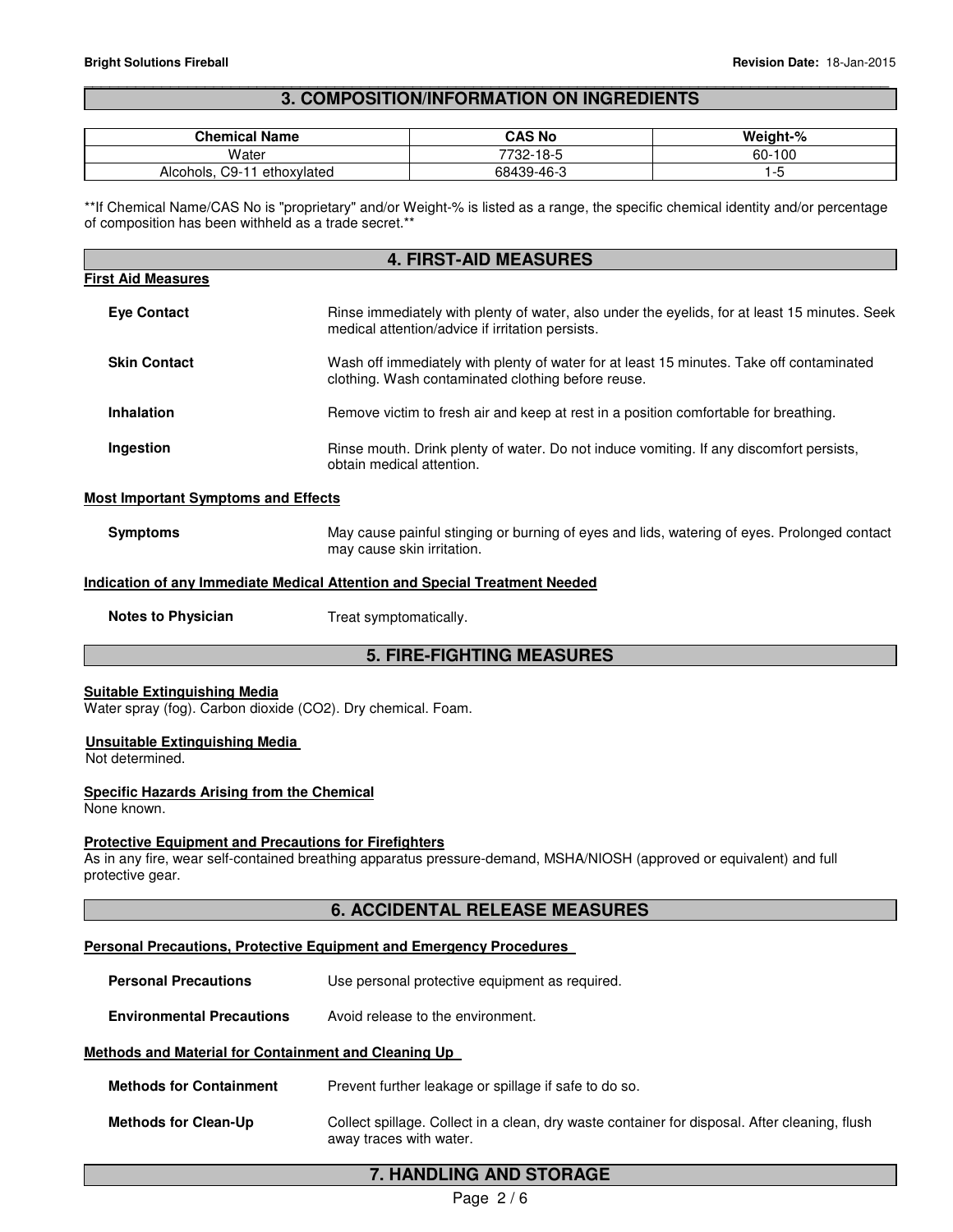## 3. COMPOSITION/INFORMATION ON INGREDIENTS

| Chemical Name | CAS No | Weight-% |
|---|---|---|
| Water | 7732-18-5 | 60-100 |
| Alcohols, C9-11 ethoxylated | 68439-46-3 | 1-5 |

**If Chemical Name/CAS No is "proprietary" and/or Weight-% is listed as a range, the specific chemical identity and/or percentage of composition has been withheld as a trade secret.**

## 4. FIRST-AID MEASURES

### First Aid Measures

**Eye Contact** Rinse immediately with plenty of water, also under the eyelids, for at least 15 minutes. Seek medical attention/advice if irritation persists.

**Skin Contact** Wash off immediately with plenty of water for at least 15 minutes. Take off contaminated clothing. Wash contaminated clothing before reuse.

**Inhalation** Remove victim to fresh air and keep at rest in a position comfortable for breathing.

**Ingestion** Rinse mouth. Drink plenty of water. Do not induce vomiting. If any discomfort persists, obtain medical attention.

### Most Important Symptoms and Effects

**Symptoms** May cause painful stinging or burning of eyes and lids, watering of eyes. Prolonged contact may cause skin irritation.

### Indication of any Immediate Medical Attention and Special Treatment Needed

**Notes to Physician** Treat symptomatically.

## 5. FIRE-FIGHTING MEASURES

### Suitable Extinguishing Media

Water spray (fog). Carbon dioxide ($CO_2$). Dry chemical. Foam.

### Unsuitable Extinguishing Media

Not determined.

### Specific Hazards Arising from the Chemical

None known.

### Protective Equipment and Precautions for Firefighters

As in any fire, wear self-contained breathing apparatus pressure-demand, MSHA/NIOSH (approved or equivalent) and full protective gear.

## 6. ACCIDENTAL RELEASE MEASURES

### Personal Precautions, Protective Equipment and Emergency Procedures

**Personal Precautions** Use personal protective equipment as required.

**Environmental Precautions** Avoid release to the environment.

### Methods and Material for Containment and Cleaning Up

**Methods for Containment** Prevent further leakage or spillage if safe to do so.

**Methods for Clean-Up** Collect spillage. Collect in a clean, dry waste container for disposal. After cleaning, flush away traces with water.

## 7. HANDLING AND STORAGE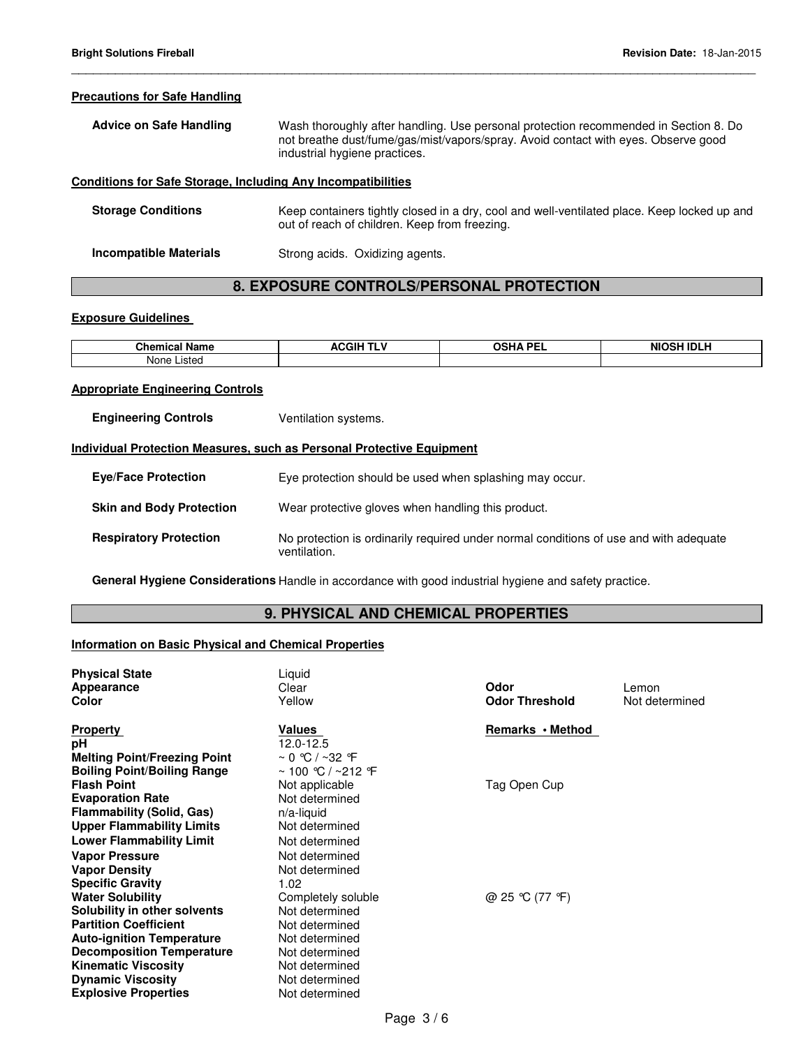#### Precautions for Safe Handling

**Advice on Safe Handling** Wash thoroughly after handling. Use personal protection recommended in Section 8. Do not breathe dust/fume/gas/mist/vapors/spray. Avoid contact with eyes. Observe good industrial hygiene practices.

#### Conditions for Safe Storage, Including Any Incompatibilities

**Storage Conditions** Keep containers tightly closed in a dry, cool and well-ventilated place. Keep locked up and out of reach of children. Keep from freezing.

**Incompatible Materials** Strong acids. Oxidizing agents.

## 8. EXPOSURE CONTROLS/PERSONAL PROTECTION

#### Exposure Guidelines

| Chemical Name | ACGIH TLV | OSHA PEL | NIOSH IDLH |
|---|---|---|---|
| None Listed | | | |

#### Appropriate Engineering Controls

**Engineering Controls** Ventilation systems.

#### Individual Protection Measures, such as Personal Protective Equipment

**Eye/Face Protection** Eye protection should be used when splashing may occur.

**Skin and Body Protection** Wear protective gloves when handling this product.

**Respiratory Protection** No protection is ordinarily required under normal conditions of use and with adequate ventilation.

**General Hygiene Considerations** Handle in accordance with good industrial hygiene and safety practice.

## 9. PHYSICAL AND CHEMICAL PROPERTIES

#### Information on Basic Physical and Chemical Properties

**Physical State** Liquid
**Appearance** Clear
**Color** Yellow
**Odor** Lemon
**Odor Threshold** Not determined

| Property | Values | Remarks • Method |
|---|---|---|
| **pH** | 12.0-12.5 | |
| **Melting Point/Freezing Point** | ~ 0 °C / ~32 °F | |
| **Boiling Point/Boiling Range** | ~ 100 °C / ~212 °F | |
| **Flash Point** | Not applicable | Tag Open Cup |
| **Evaporation Rate** | Not determined | |
| **Flammability (Solid, Gas)** | n/a-liquid | |
| **Upper Flammability Limits** | Not determined | |
| **Lower Flammability Limit** | Not determined | |
| **Vapor Pressure** | Not determined | |
| **Vapor Density** | Not determined | |
| **Specific Gravity** | 1.02 | |
| **Water Solubility** | Completely soluble | @ 25 °C (77 °F) |
| **Solubility in other solvents** | Not determined | |
| **Partition Coefficient** | Not determined | |
| **Auto-ignition Temperature** | Not determined | |
| **Decomposition Temperature** | Not determined | |
| **Kinematic Viscosity** | Not determined | |
| **Dynamic Viscosity** | Not determined | |
| **Explosive Properties** | Not determined | |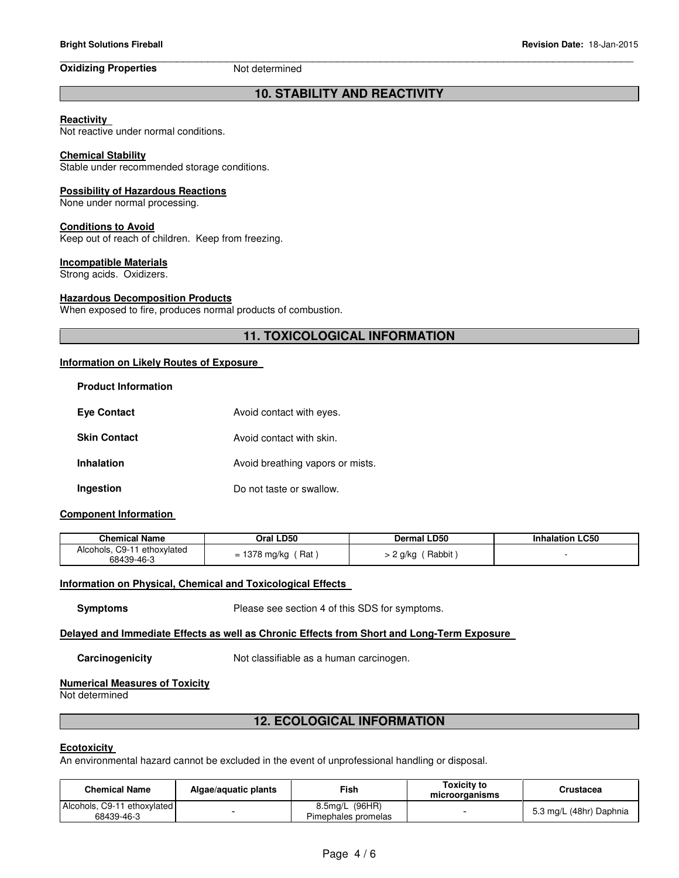**Oxidizing Properties** Not determined

## 10. STABILITY AND REACTIVITY

**Reactivity**
Not reactive under normal conditions.

**Chemical Stability**
Stable under recommended storage conditions.

**Possibility of Hazardous Reactions**
None under normal processing.

**Conditions to Avoid**
Keep out of reach of children. Keep from freezing.

**Incompatible Materials**
Strong acids. Oxidizers.

**Hazardous Decomposition Products**
When exposed to fire, produces normal products of combustion.

## 11. TOXICOLOGICAL INFORMATION

**Information on Likely Routes of Exposure**

**Product Information**

**Eye Contact** Avoid contact with eyes.

**Skin Contact** Avoid contact with skin.

**Inhalation** Avoid breathing vapors or mists.

**Ingestion** Do not taste or swallow.

**Component Information**

| Chemical Name | Oral LD50 | Dermal LD50 | Inhalation LC50 |
|---|---|---|---|
| Alcohols, C9-11 ethoxylated 68439-46-3 | = 1378 mg/kg ( Rat ) | > 2 g/kg ( Rabbit ) | - |

**Information on Physical, Chemical and Toxicological Effects**

**Symptoms** Please see section 4 of this SDS for symptoms.

**Delayed and Immediate Effects as well as Chronic Effects from Short and Long-Term Exposure**

**Carcinogenicity** Not classifiable as a human carcinogen.

**Numerical Measures of Toxicity**
Not determined

## 12. ECOLOGICAL INFORMATION

**Ecotoxicity**
An environmental hazard cannot be excluded in the event of unprofessional handling or disposal.

| Chemical Name | Algae/aquatic plants | Fish | Toxicity to microorganisms | Crustacea |
|---|---|---|---|---|
| Alcohols, C9-11 ethoxylated 68439-46-3 | - | 8.5mg/L (96HR) Pimephales promelas | - | 5.3 mg/L (48hr) Daphnia |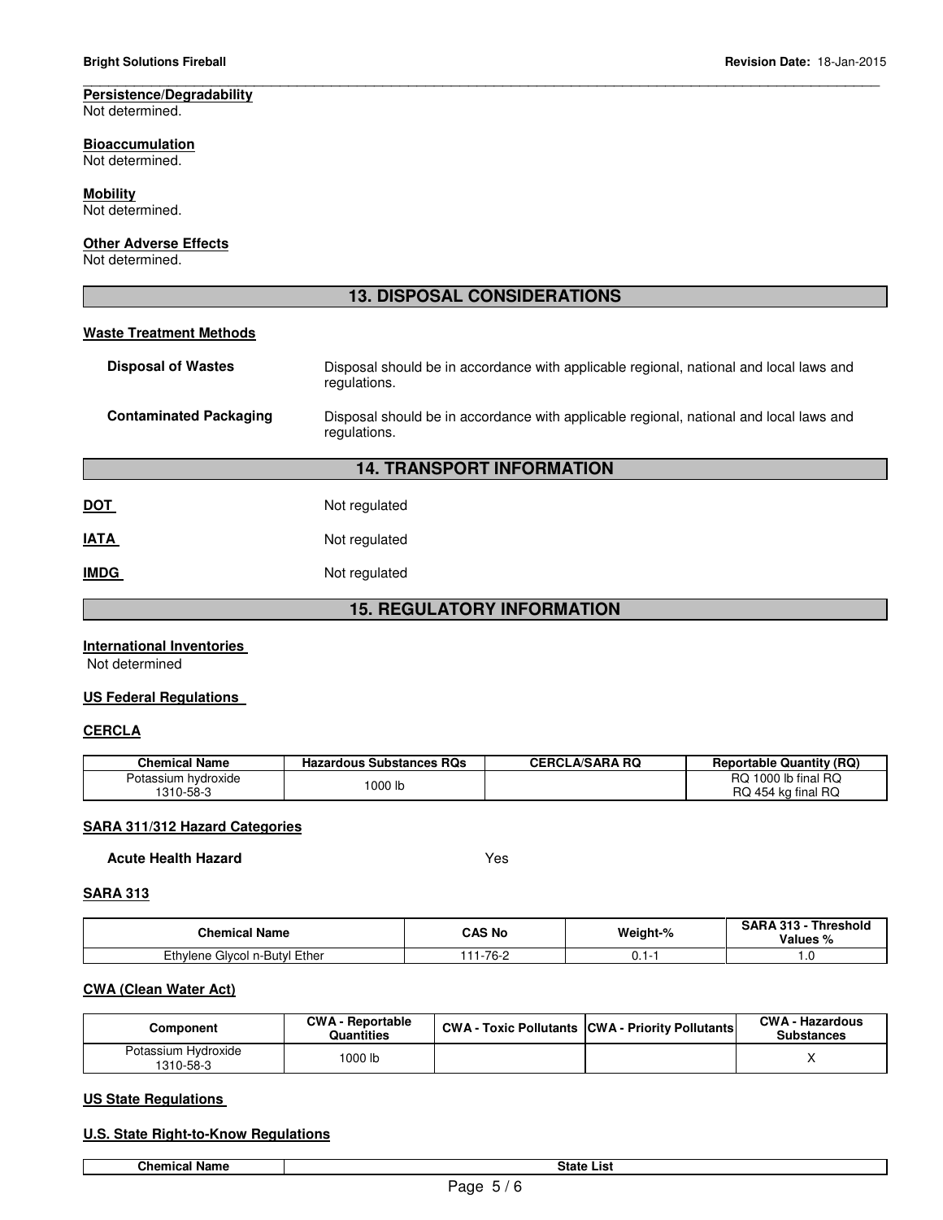**Persistence/Degradability**
Not determined.

**Bioaccumulation**
Not determined.

**Mobility**
Not determined.

**Other Adverse Effects**
Not determined.

## 13. DISPOSAL CONSIDERATIONS

**Waste Treatment Methods**

**Disposal of Wastes** Disposal should be in accordance with applicable regional, national and local laws and regulations.

**Contaminated Packaging** Disposal should be in accordance with applicable regional, national and local laws and regulations.

## 14. TRANSPORT INFORMATION

**DOT** Not regulated

**IATA** Not regulated

**IMDG** Not regulated

## 15. REGULATORY INFORMATION

**International Inventories**
Not determined

**US Federal Regulations**

**CERCLA**

| Chemical Name | Hazardous Substances RQs | CERCLA/SARA RQ | Reportable Quantity (RQ) |
|---|---|---|---|
| Potassium hydroxide 1310-58-3 | 1000 lb | | RQ 1000 lb final RQ RQ 454 kg final RQ |

**SARA 311/312 Hazard Categories**

**Acute Health Hazard** Yes

**SARA 313**

| Chemical Name | CAS No | Weight-% | SARA 313 - Threshold Values % |
|---|---|---|---|
| Ethylene Glycol n-Butyl Ether | 111-76-2 | 0.1-1 | 1.0 |

**CWA (Clean Water Act)**

| Component | CWA - Reportable Quantities | CWA - Toxic Pollutants | CWA - Priority Pollutants | CWA - Hazardous Substances |
|---|---|---|---|---|
| Potassium Hydroxide 1310-58-3 | 1000 lb | | | X |

**US State Regulations**

**U.S. State Right-to-Know Regulations**

| Chemical Name | State List |
|---|---|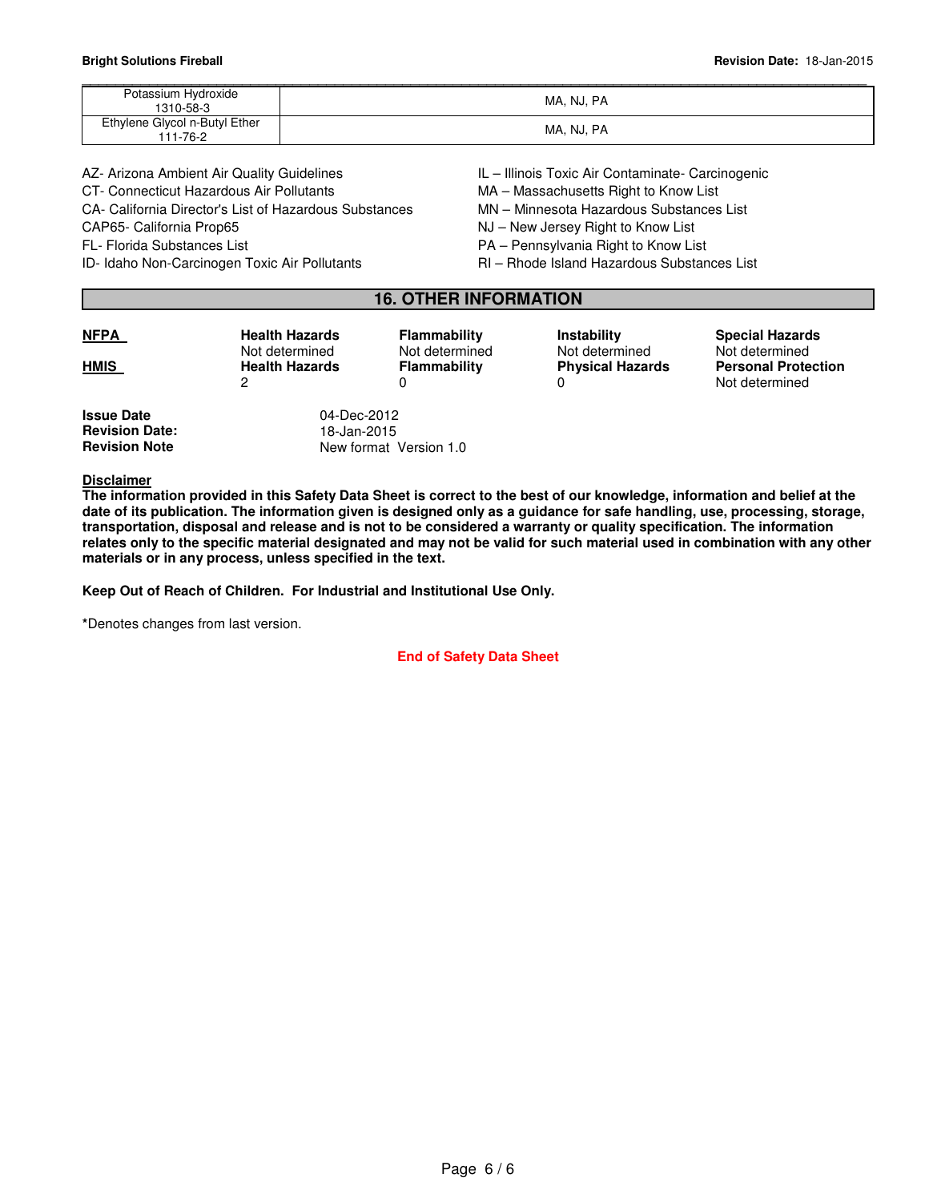| | |
|---|---|
| Potassium Hydroxide<br>1310-58-3 | MA, NJ, PA |
| Ethylene Glycol n-Butyl Ether<br>111-76-2 | MA, NJ, PA |

AZ- Arizona Ambient Air Quality Guidelines
CT- Connecticut Hazardous Air Pollutants
CA- California Director's List of Hazardous Substances
CAP65- California Prop65
FL- Florida Substances List
ID- Idaho Non-Carcinogen Toxic Air Pollutants
IL – Illinois Toxic Air Contaminate- Carcinogenic
MA – Massachusetts Right to Know List
MN – Minnesota Hazardous Substances List
NJ – New Jersey Right to Know List
PA – Pennsylvania Right to Know List
RI – Rhode Island Hazardous Substances List

## 16. OTHER INFORMATION

| | | | | |
|---|---|---|---|---|
| **NFPA** | **Health Hazards** | **Flammability** | **Instability** | **Special Hazards** |
| | Not determined | Not determined | Not determined | Not determined |
| **HMIS** | **Health Hazards** | **Flammability** | **Physical Hazards** | **Personal Protection** |
| | 2 | 0 | 0 | Not determined |

**Issue Date** 04-Dec-2012
**Revision Date:** 18-Jan-2015
**Revision Note** New format Version 1.0

**Disclaimer**
**The information provided in this Safety Data Sheet is correct to the best of our knowledge, information and belief at the date of its publication. The information given is designed only as a guidance for safe handling, use, processing, storage, transportation, disposal and release and is not to be considered a warranty or quality specification. The information relates only to the specific material designated and may not be valid for such material used in combination with any other materials or in any process, unless specified in the text.**

**Keep Out of Reach of Children. For Industrial and Institutional Use Only.**

**\***Denotes changes from last version.

**End of Safety Data Sheet**